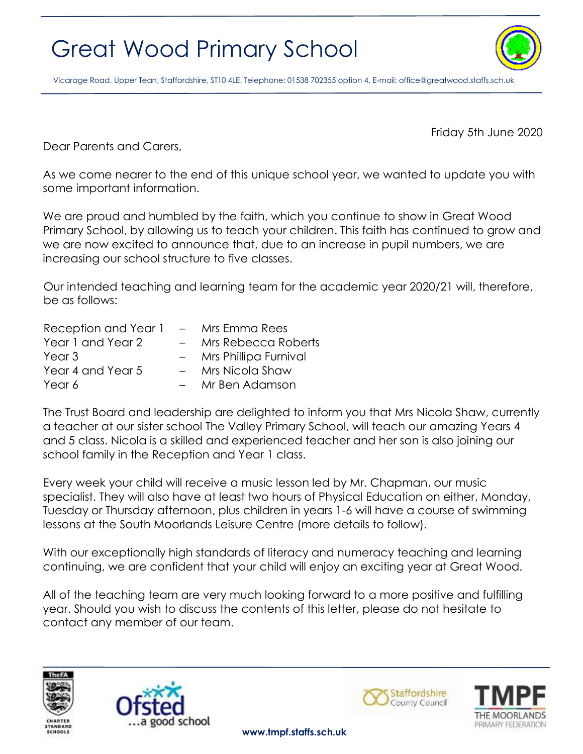# Great Wood Primary School

Vicarage Road, Upper Tean, Staffordshire, ST10 4LE. Telephone: 01538 702355 option 4. E-mail: office@greatwood.staffs.sch.uk

Friday 5th June 2020

Dear Parents and Carers,

As we come nearer to the end of this unique school year, we wanted to update you with some important information.

We are proud and humbled by the faith, which you continue to show in Great Wood Primary School, by allowing us to teach your children. This faith has continued to grow and we are now excited to announce that, due to an increase in pupil numbers, we are increasing our school structure to five classes.

Our intended teaching and learning team for the academic year 2020/21 will, therefore, be as follows:

| | | |
|---|---|---|
| Reception and Year 1 | – | Mrs Emma Rees |
| Year 1 and Year 2 | – | Mrs Rebecca Roberts |
| Year 3 | – | Mrs Phillipa Furnival |
| Year 4 and Year 5 | – | Mrs Nicola Shaw |
| Year 6 | – | Mr Ben Adamson |

The Trust Board and leadership are delighted to inform you that Mrs Nicola Shaw, currently a teacher at our sister school The Valley Primary School, will teach our amazing Years 4 and 5 class. Nicola is a skilled and experienced teacher and her son is also joining our school family in the Reception and Year 1 class.

Every week your child will receive a music lesson led by Mr. Chapman, our music specialist. They will also have at least two hours of Physical Education on either, Monday, Tuesday or Thursday afternoon, plus children in years 1-6 will have a course of swimming lessons at the South Moorlands Leisure Centre (more details to follow).

With our exceptionally high standards of literacy and numeracy teaching and learning continuing, we are confident that your child will enjoy an exciting year at Great Wood.

All of the teaching team are very much looking forward to a more positive and fulfilling year. Should you wish to discuss the contents of this letter, please do not hesitate to contact any member of our team.

The FA Charter Standard Schools | Ofsted ...a good school | Staffordshire County Council | TMPF The Moorlands Primary Federation

www.tmpf.staffs.sch.uk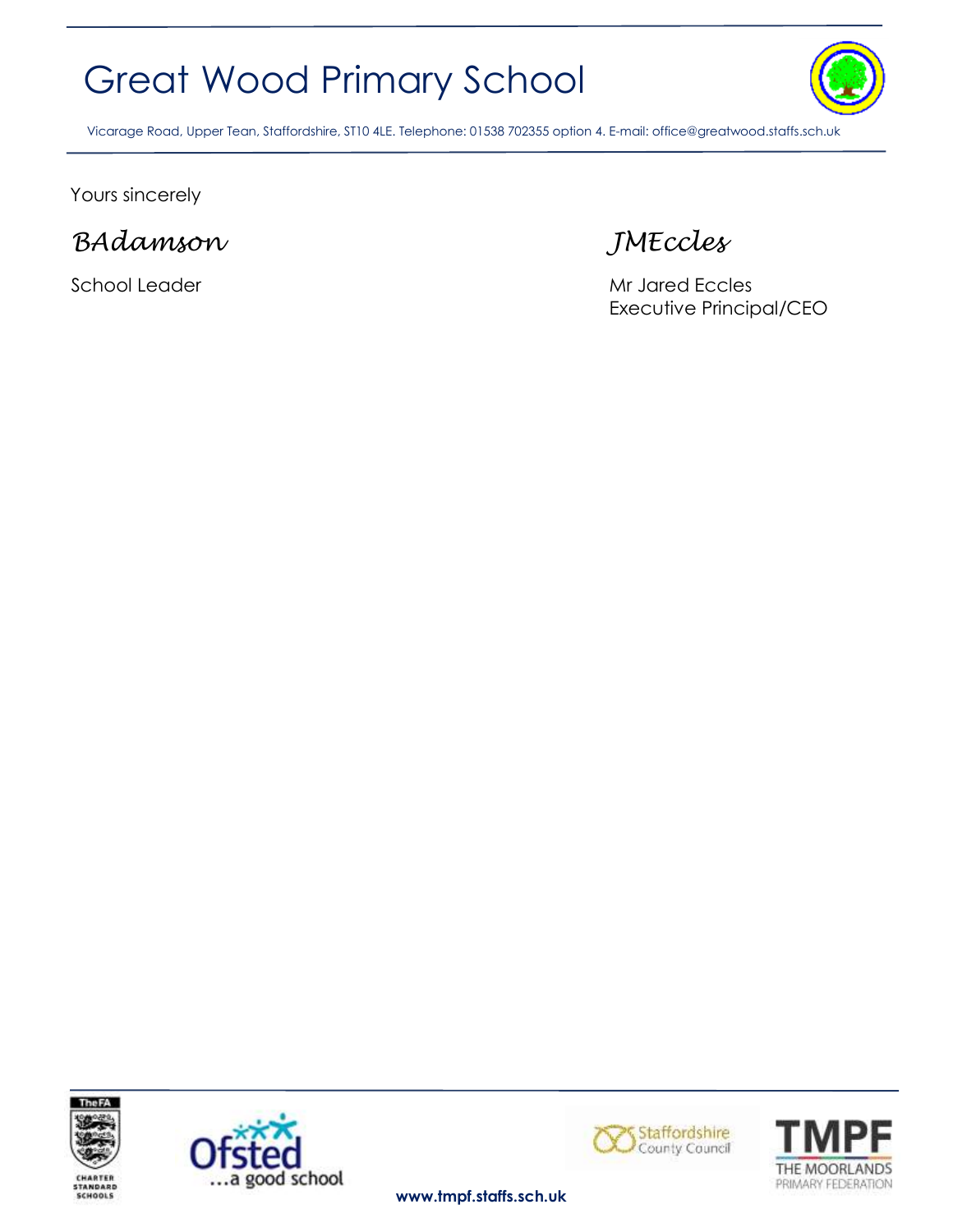Yours sincerely

*BAdamson*

School Leader

*JMEccles*

Mr Jared Eccles
Executive Principal/CEO